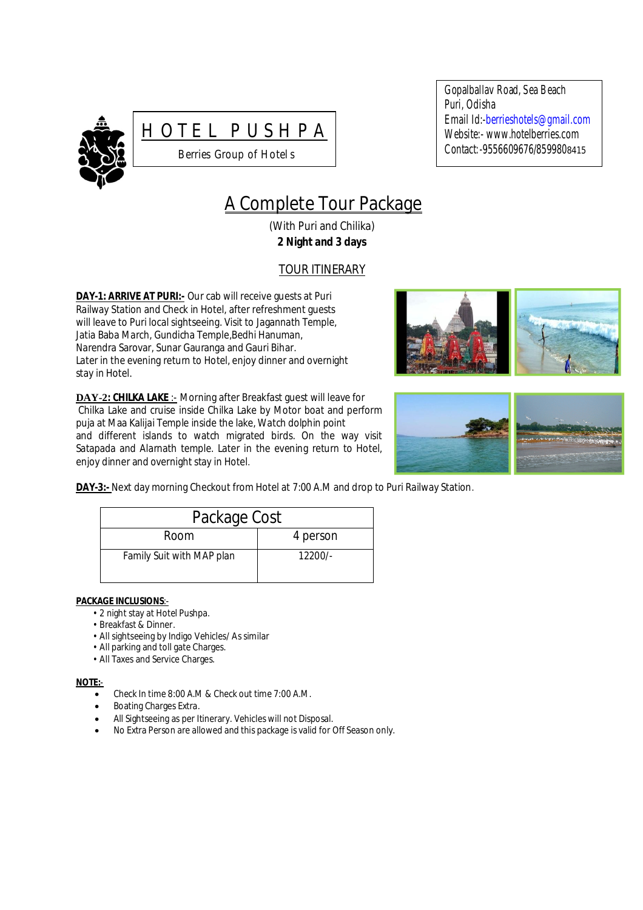# HOTEL PUSHPA

Berries Group of Hotels

Gopalballav Road, Sea Beach
Puri, Odisha
Email Id:-berrieshotels@gmail.com
Website:- www.hotelberries.com
Contact:-9556609676/8599808415

## A Complete Tour Package

(With Puri and Chilika)
**2 Night and 3 days**

### TOUR ITINERARY

**DAY-1: ARRIVE AT PURI:-** Our cab will receive guests at Puri Railway Station and Check in Hotel, after refreshment guests will leave to Puri local sightseeing. Visit to Jagannath Temple, Jatia Baba March, Gundicha Temple,Bedhi Hanuman, Narendra Sarovar, Sunar Gauranga and Gauri Bihar. Later in the evening return to Hotel, enjoy dinner and overnight stay in Hotel.

**DAY-2: CHILKA LAKE** :- Morning after Breakfast guest will leave for Chilka Lake and cruise inside Chilka Lake by Motor boat and perform puja at Maa Kalijai Temple inside the lake, Watch dolphin point and different islands to watch migrated birds. On the way visit Satapada and Alarnath temple. Later in the evening return to Hotel, enjoy dinner and overnight stay in Hotel.

**DAY-3:-** Next day morning Checkout from Hotel at 7:00 A.M and drop to Puri Railway Station.

| Package Cost | |
|---|---|
| Room | 4 person |
| Family Suit with MAP plan | 12200/- |

**PACKAGE INCLUSIONS**:-

- 2 night stay at Hotel Pushpa.
- Breakfast & Dinner.
- All sightseeing by Indigo Vehicles/ As similar
- All parking and toll gate Charges.
- All Taxes and Service Charges.

**NOTE:-**

- Check In time 8:00 A.M & Check out time 7:00 A.M.
- Boating Charges Extra.
- All Sightseeing as per Itinerary. Vehicles will not Disposal.
- No Extra Person are allowed and this package is valid for Off Season only.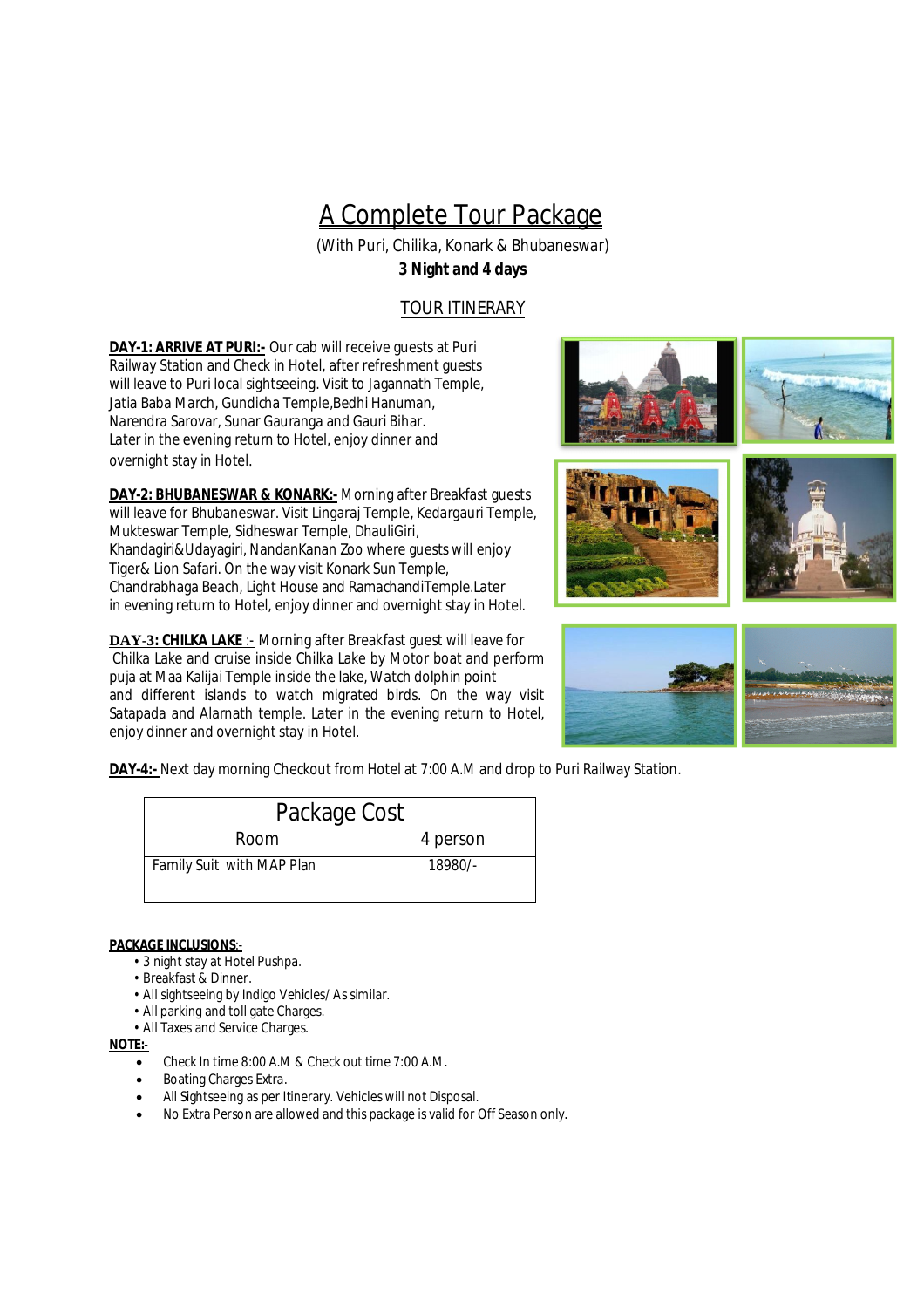# A Complete Tour Package

(With Puri, Chilika, Konark & Bhubaneswar)

**3 Night and 4 days**

## TOUR ITINERARY

**DAY-1: ARRIVE AT PURI:-** Our cab will receive guests at Puri Railway Station and Check in Hotel, after refreshment guests will leave to Puri local sightseeing. Visit to Jagannath Temple, Jatia Baba March, Gundicha Temple,Bedhi Hanuman, Narendra Sarovar, Sunar Gauranga and Gauri Bihar. Later in the evening return to Hotel, enjoy dinner and overnight stay in Hotel.

**DAY-2: BHUBANESWAR & KONARK:-** Morning after Breakfast guests will leave for Bhubaneswar. Visit Lingaraj Temple, Kedargauri Temple, Mukteswar Temple, Sidheswar Temple, DhauliGiri, Khandagiri&Udayagiri, NandanKanan Zoo where guests will enjoy Tiger& Lion Safari. On the way visit Konark Sun Temple, Chandrabhaga Beach, Light House and RamachandiTemple.Later in evening return to Hotel, enjoy dinner and overnight stay in Hotel.

**DAY-3: CHILKA LAKE** :- Morning after Breakfast guest will leave for Chilka Lake and cruise inside Chilka Lake by Motor boat and perform puja at Maa Kalijai Temple inside the lake, Watch dolphin point and different islands to watch migrated birds. On the way visit Satapada and Alarnath temple. Later in the evening return to Hotel, enjoy dinner and overnight stay in Hotel.

**DAY-4:-** Next day morning Checkout from Hotel at 7:00 A.M and drop to Puri Railway Station.

| Package Cost | |
|---|---|
| Room | 4 person |
| Family Suit with MAP Plan | 18980/- |

**PACKAGE INCLUSIONS**:-

- 3 night stay at Hotel Pushpa.
- Breakfast & Dinner.
- All sightseeing by Indigo Vehicles/ As similar.
- All parking and toll gate Charges.
- All Taxes and Service Charges.

**NOTE:**-

- Check In time 8:00 A.M & Check out time 7:00 A.M.
- Boating Charges Extra.
- All Sightseeing as per Itinerary. Vehicles will not Disposal.
- No Extra Person are allowed and this package is valid for Off Season only.